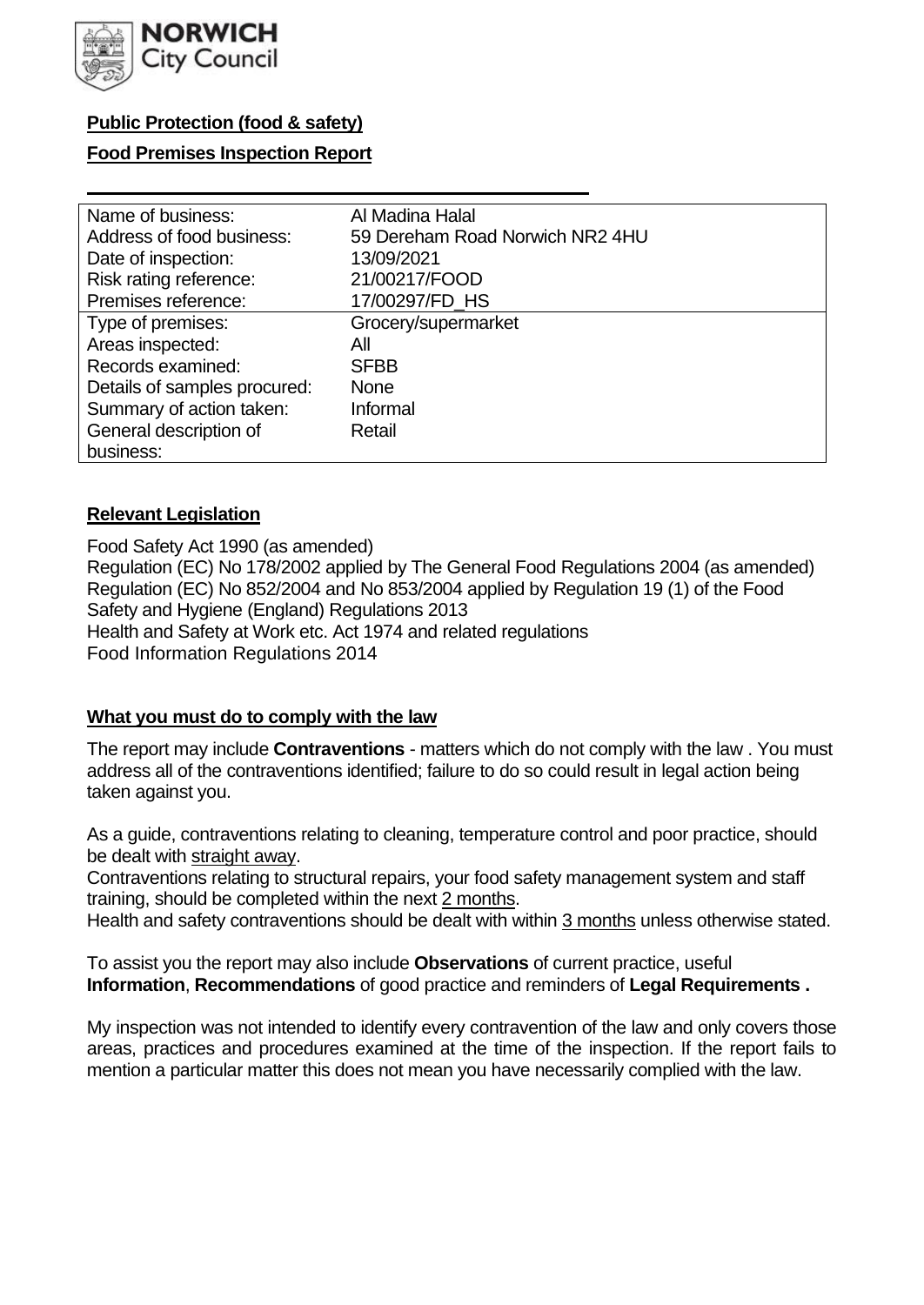**Public Protection (food & safety)**

**Food Premises Inspection Report**

| Name of business: | Al Madina Halal |
|---|---|
| Address of food business: | 59 Dereham Road Norwich NR2 4HU |
| Date of inspection: | 13/09/2021 |
| Risk rating reference: | 21/00217/FOOD |
| Premises reference: | 17/00297/FD_HS |
| Type of premises: | Grocery/supermarket |
| Areas inspected: | All |
| Records examined: | SFBB |
| Details of samples procured: | None |
| Summary of action taken: | Informal |
| General description of business: | Retail |

**Relevant Legislation**

Food Safety Act 1990 (as amended)
Regulation (EC) No 178/2002 applied by The General Food Regulations 2004 (as amended)
Regulation (EC) No 852/2004 and No 853/2004 applied by Regulation 19 (1) of the Food Safety and Hygiene (England) Regulations 2013
Health and Safety at Work etc. Act 1974 and related regulations
Food Information Regulations 2014

**What you must do to comply with the law**

The report may include **Contraventions** - matters which do not comply with the law . You must address all of the contraventions identified; failure to do so could result in legal action being taken against you.

As a guide, contraventions relating to cleaning, temperature control and poor practice, should be dealt with straight away.
Contraventions relating to structural repairs, your food safety management system and staff training, should be completed within the next 2 months.
Health and safety contraventions should be dealt with within 3 months unless otherwise stated.

To assist you the report may also include **Observations** of current practice, useful **Information**, **Recommendations** of good practice and reminders of **Legal Requirements .**

My inspection was not intended to identify every contravention of the law and only covers those areas, practices and procedures examined at the time of the inspection. If the report fails to mention a particular matter this does not mean you have necessarily complied with the law.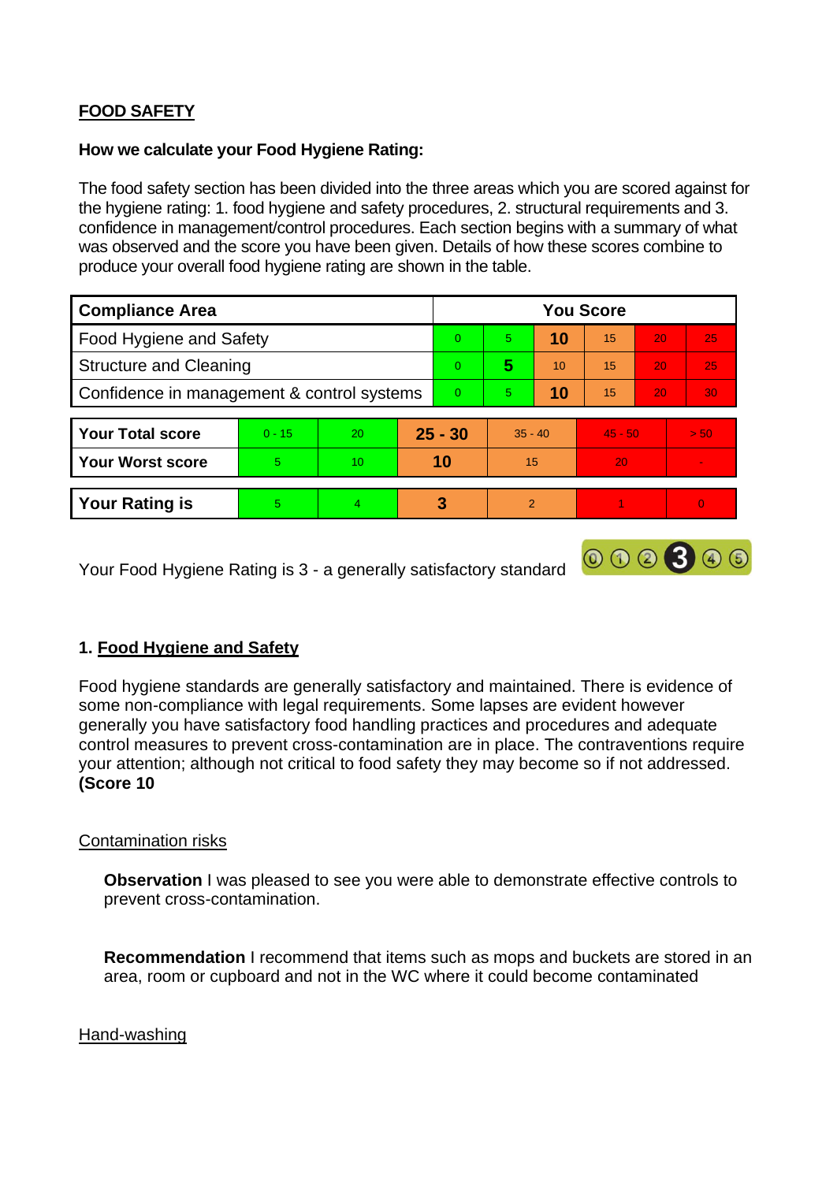## FOOD SAFETY

**How we calculate your Food Hygiene Rating:**

The food safety section has been divided into the three areas which you are scored against for the hygiene rating: 1. food hygiene and safety procedures, 2. structural requirements and 3. confidence in management/control procedures. Each section begins with a summary of what was observed and the score you have been given. Details of how these scores combine to produce your overall food hygiene rating are shown in the table.

| Compliance Area | You Score | | | | | |
|---|---|---|---|---|---|---|
| Food Hygiene and Safety | 0 | 5 | **10** | 15 | 20 | 25 |
| Structure and Cleaning | 0 | **5** | 10 | 15 | 20 | 25 |
| Confidence in management & control systems | 0 | 5 | **10** | 15 | 20 | 30 |

| | | | | | | |
|---|---|---|---|---|---|---|
| **Your Total score** | 0 - 15 | 20 | **25 - 30** | 35 - 40 | 45 - 50 | > 50 |
| **Your Worst score** | 5 | 10 | **10** | 15 | 20 | - |

| | | | | | | |
|---|---|---|---|---|---|---|
| **Your Rating is** | 5 | 4 | **3** | 2 | 1 | 0 |

Your Food Hygiene Rating is 3 - a generally satisfactory standard

### 1. Food Hygiene and Safety

Food hygiene standards are generally satisfactory and maintained. There is evidence of some non-compliance with legal requirements. Some lapses are evident however generally you have satisfactory food handling practices and procedures and adequate control measures to prevent cross-contamination are in place. The contraventions require your attention; although not critical to food safety they may become so if not addressed. **(Score 10)**

Contamination risks

**Observation** I was pleased to see you were able to demonstrate effective controls to prevent cross-contamination.

**Recommendation** I recommend that items such as mops and buckets are stored in an area, room or cupboard and not in the WC where it could become contaminated

Hand-washing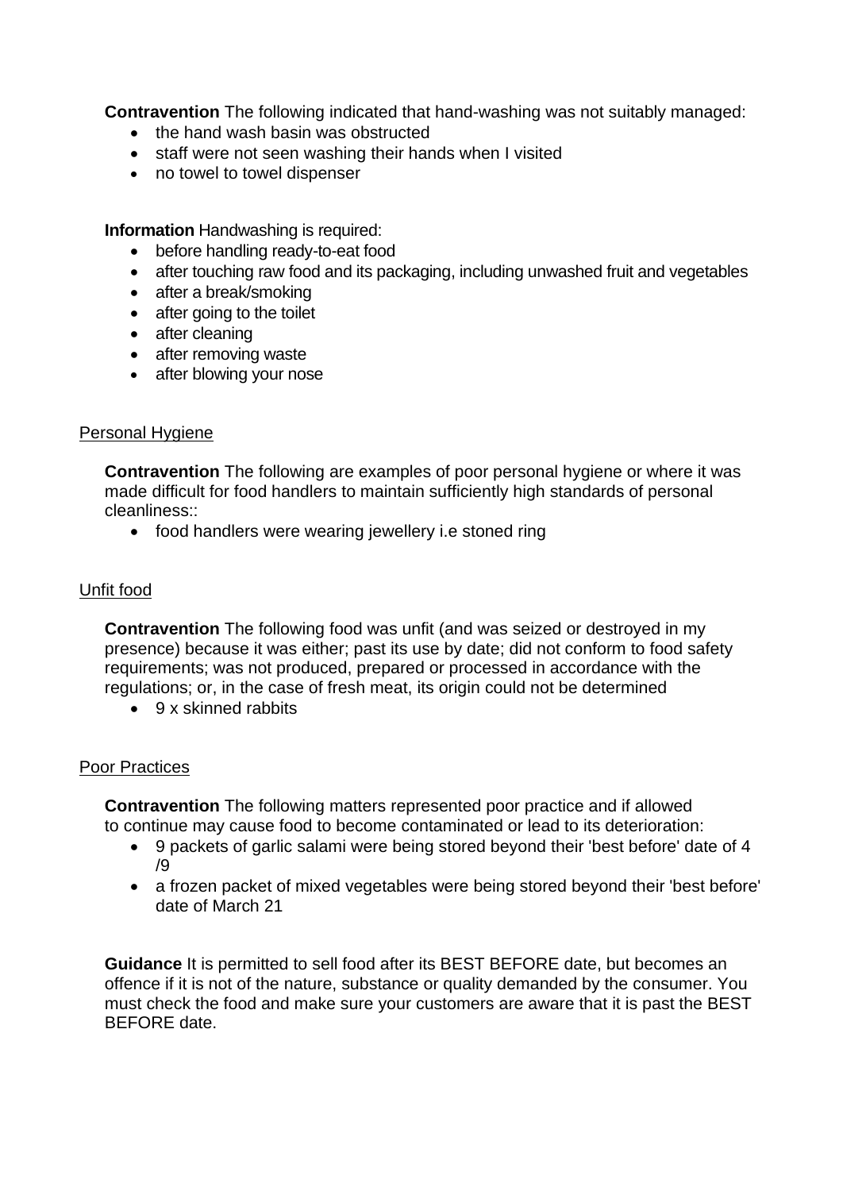**Contravention** The following indicated that hand-washing was not suitably managed:

- the hand wash basin was obstructed
- staff were not seen washing their hands when I visited
- no towel to towel dispenser

**Information** Handwashing is required:

- before handling ready-to-eat food
- after touching raw food and its packaging, including unwashed fruit and vegetables
- after a break/smoking
- after going to the toilet
- after cleaning
- after removing waste
- after blowing your nose

Personal Hygiene

**Contravention** The following are examples of poor personal hygiene or where it was made difficult for food handlers to maintain sufficiently high standards of personal cleanliness::

- food handlers were wearing jewellery i.e stoned ring

Unfit food

**Contravention** The following food was unfit (and was seized or destroyed in my presence) because it was either; past its use by date; did not conform to food safety requirements; was not produced, prepared or processed in accordance with the regulations; or, in the case of fresh meat, its origin could not be determined

- 9 x skinned rabbits

Poor Practices

**Contravention** The following matters represented poor practice and if allowed to continue may cause food to become contaminated or lead to its deterioration:

- 9 packets of garlic salami were being stored beyond their 'best before' date of 4 /9
- a frozen packet of mixed vegetables were being stored beyond their 'best before' date of March 21

**Guidance** It is permitted to sell food after its BEST BEFORE date, but becomes an offence if it is not of the nature, substance or quality demanded by the consumer. You must check the food and make sure your customers are aware that it is past the BEST BEFORE date.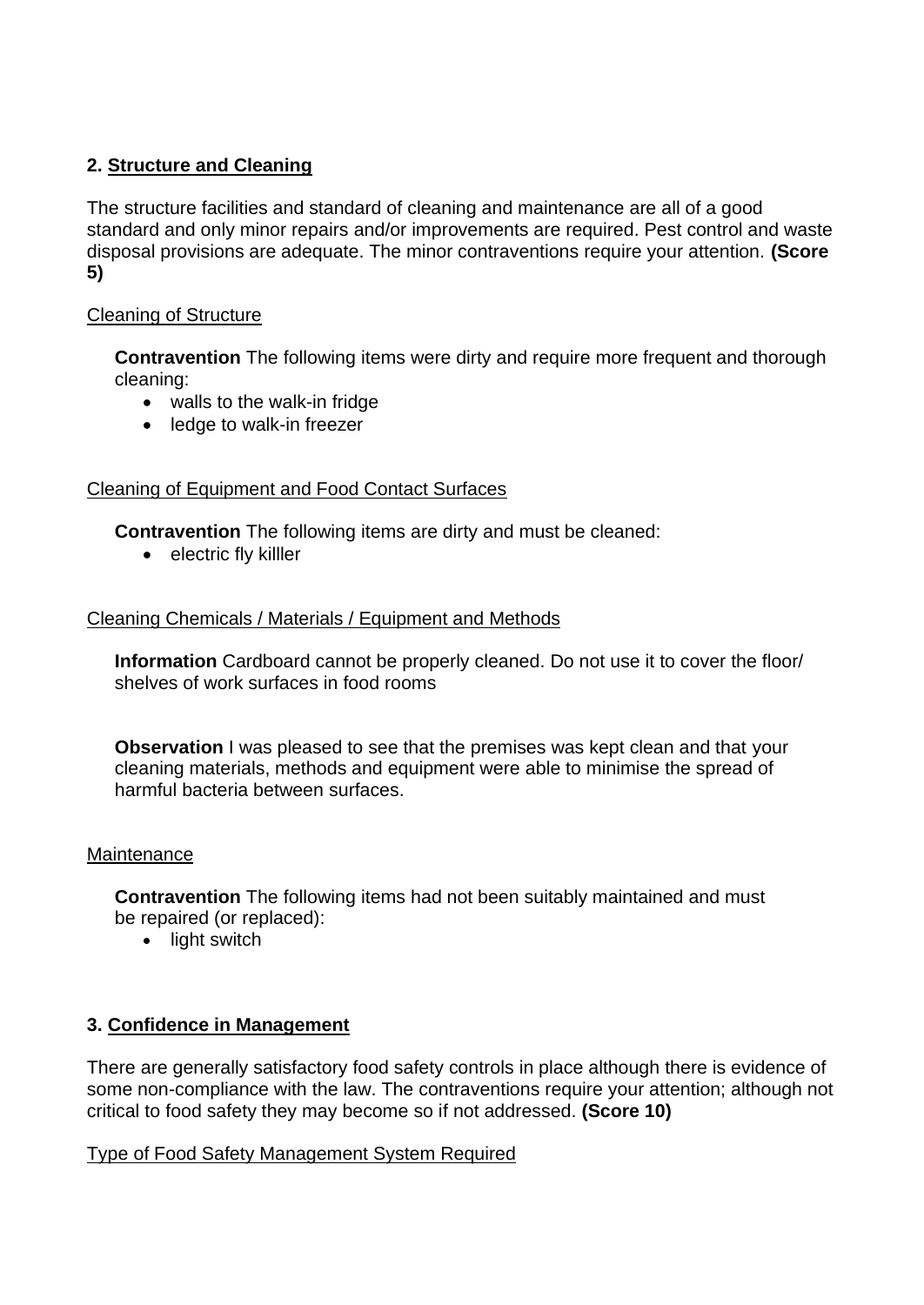## 2. Structure and Cleaning

The structure facilities and standard of cleaning and maintenance are all of a good standard and only minor repairs and/or improvements are required. Pest control and waste disposal provisions are adequate. The minor contraventions require your attention. **(Score 5)**

### Cleaning of Structure

**Contravention** The following items were dirty and require more frequent and thorough cleaning:

- walls to the walk-in fridge
- ledge to walk-in freezer

### Cleaning of Equipment and Food Contact Surfaces

**Contravention** The following items are dirty and must be cleaned:

- electric fly killler

### Cleaning Chemicals / Materials / Equipment and Methods

**Information** Cardboard cannot be properly cleaned. Do not use it to cover the floor/ shelves of work surfaces in food rooms

**Observation** I was pleased to see that the premises was kept clean and that your cleaning materials, methods and equipment were able to minimise the spread of harmful bacteria between surfaces.

### Maintenance

**Contravention** The following items had not been suitably maintained and must be repaired (or replaced):

- light switch

## 3. Confidence in Management

There are generally satisfactory food safety controls in place although there is evidence of some non-compliance with the law. The contraventions require your attention; although not critical to food safety they may become so if not addressed. **(Score 10)**

### Type of Food Safety Management System Required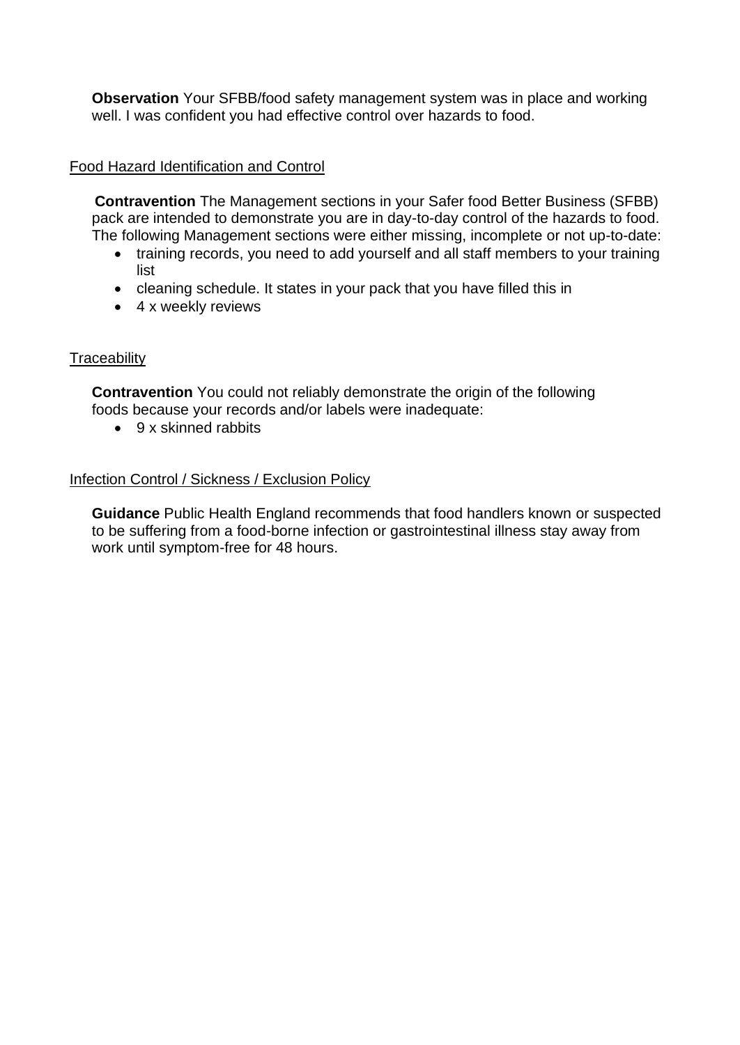**Observation** Your SFBB/food safety management system was in place and working well. I was confident you had effective control over hazards to food.

<u>Food Hazard Identification and Control</u>

**Contravention** The Management sections in your Safer food Better Business (SFBB) pack are intended to demonstrate you are in day-to-day control of the hazards to food. The following Management sections were either missing, incomplete or not up-to-date:

- training records, you need to add yourself and all staff members to your training list
- cleaning schedule. It states in your pack that you have filled this in
- 4 x weekly reviews

<u>Traceability</u>

**Contravention** You could not reliably demonstrate the origin of the following foods because your records and/or labels were inadequate:

- 9 x skinned rabbits

<u>Infection Control / Sickness / Exclusion Policy</u>

**Guidance** Public Health England recommends that food handlers known or suspected to be suffering from a food-borne infection or gastrointestinal illness stay away from work until symptom-free for 48 hours.